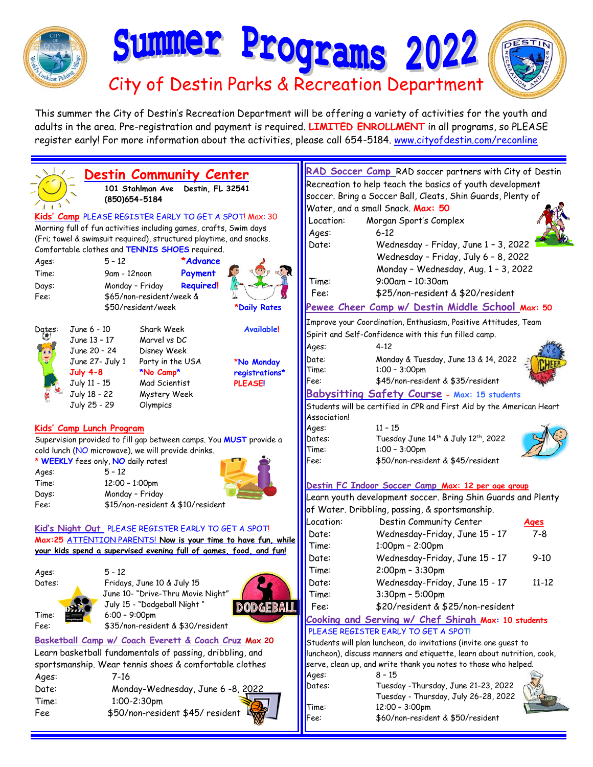# Summer Programs 2022

## City of Destin Parks & Recreation Department

This summer the City of Destin's Recreation Department will be offering a variety of activities for the youth and adults in the area. Pre-registration and payment is required. **LIMITED ENROLLMENT** in all programs, so PLEASE register early! For more information about the activities, please call 654-5184. www.cityofdestin.com/reconline

## Destin Community Center

**101 Stahlman Ave Destin, FL 32541**
**(850)654-5184**

### Kids' Camp

PLEASE REGISTER EARLY TO GET A SPOT! Max: 30

Morning full of fun activities including games, crafts, Swim days (Fri; towel & swimsuit required), structured playtime, and snacks. Comfortable clothes and **TENNIS SHOES** required.

Ages: 5 - 12
Time: 9am - 12noon
Days: Monday - Friday
Fee: $65/non-resident/week & $50/resident/week

***Advance Payment Required!***

***Daily Rates Available!***

| Dates | Theme |
|---|---|
| June 6 - 10 | Shark Week |
| June 13 - 17 | Marvel vs DC |
| June 20 - 24 | Disney Week |
| June 27- July 1 | Party in the USA |
| July 4-8 | *No Camp* |
| July 11 - 15 | Mad Scientist |
| July 18 - 22 | Mystery Week |
| July 25 - 29 | Olympics |

***No Monday registrations* PLEASE!**

### Kids' Camp Lunch Program

Supervision provided to fill gap between camps. You **MUST** provide a cold lunch (NO microwave), we will provide drinks.

* **WEEKLY** fees only, **NO** daily rates!

Ages: 5 - 12
Time: 12:00 - 1:00pm
Days: Monday – Friday
Fee: $15/non-resident & $10/resident

### Kid's Night Out

PLEASE REGISTER EARLY TO GET A SPOT!

**Max:25** ATTENTION PARENTS! **Now is your time to have fun, while your kids spend a supervised evening full of games, food, and fun!**

Ages: 5 - 12
Dates: Fridays, June 10 & July 15
June 10- "Drive-Thru Movie Night"
July 15 - "Dodgeball Night"
Time: 6:00 – 9:00pm
Fee: $35/non-resident & $30/resident

### Basketball Camp w/ Coach Everett & Coach Cruz

**Max 20**

Learn basketball fundamentals of passing, dribbling, and sportsmanship. Wear tennis shoes & comfortable clothes

Ages: 7-16
Date: Monday-Wednesday, June 6 -8, 2022
Time: 1:00-2:30pm
Fee: $50/non-resident $45/ resident

### RAD Soccer Camp

RAD soccer partners with City of Destin Recreation to help teach the basics of youth development soccer. Bring a Soccer Ball, Cleats, Shin Guards, Plenty of Water, and a small Snack. **Max: 50**

Location: Morgan Sport's Complex
Ages: 6-12
Date: Wednesday - Friday, June 1 – 3, 2022
Wednesday – Friday, July 6 – 8, 2022
Monday – Wednesday, Aug. 1 – 3, 2022
Time: 9:00am – 10:30am
Fee: $25/non-resident & $20/resident

### Pewee Cheer Camp w/ Destin Middle School

**Max: 50**

Improve your Coordination, Enthusiasm, Positive Attitudes, Team Spirit and Self-Confidence with this fun filled camp.

Ages: 4-12
Date: Monday & Tuesday, June 13 & 14, 2022
Time: 1:00 – 3:00pm
Fee: $45/non-resident & $35/resident

### Babysitting Safety Course

**- Max: 15 students**

Students will be certified in CPR and First Aid by the American Heart Association!

Ages: 11 – 15
Dates: Tuesday June 14th & July 12th, 2022
Time: 1:00 – 3:00pm
Fee: $50/non-resident & $45/resident

### Destin FC Indoor Soccer Camp

**Max: 12 per age group**

Learn youth development soccer. Bring Shin Guards and Plenty of Water. Dribbling, passing, & sportsmanship.

Location: Destin Community Center

| | | Ages |
|---|---|---|
| Date: | Wednesday-Friday, June 15 - 17 | 7-8 |
| Time: | 1:00pm – 2:00pm | |
| Date: | Wednesday-Friday, June 15 - 17 | 9-10 |
| Time: | 2:00pm – 3:30pm | |
| Date: | Wednesday-Friday, June 15 - 17 | 11-12 |
| Time: | 3:30pm – 5:00pm | |
| Fee: | $20/resident & $25/non-resident | |

### Cooking and Serving w/ Chef Shirah

**Max: 10 students**

PLEASE REGISTER EARLY TO GET A SPOT!

Students will plan luncheon, do invitations (invite one guest to luncheon), discuss manners and etiquette, learn about nutrition, cook, serve, clean up, and write thank you notes to those who helped.

Ages: 8 – 15
Dates: Tuesday -Thursday, June 21-23, 2022
Tuesday - Thursday, July 26-28, 2022
Time: 12:00 – 3:00pm
Fee: $60/non-resident & $50/resident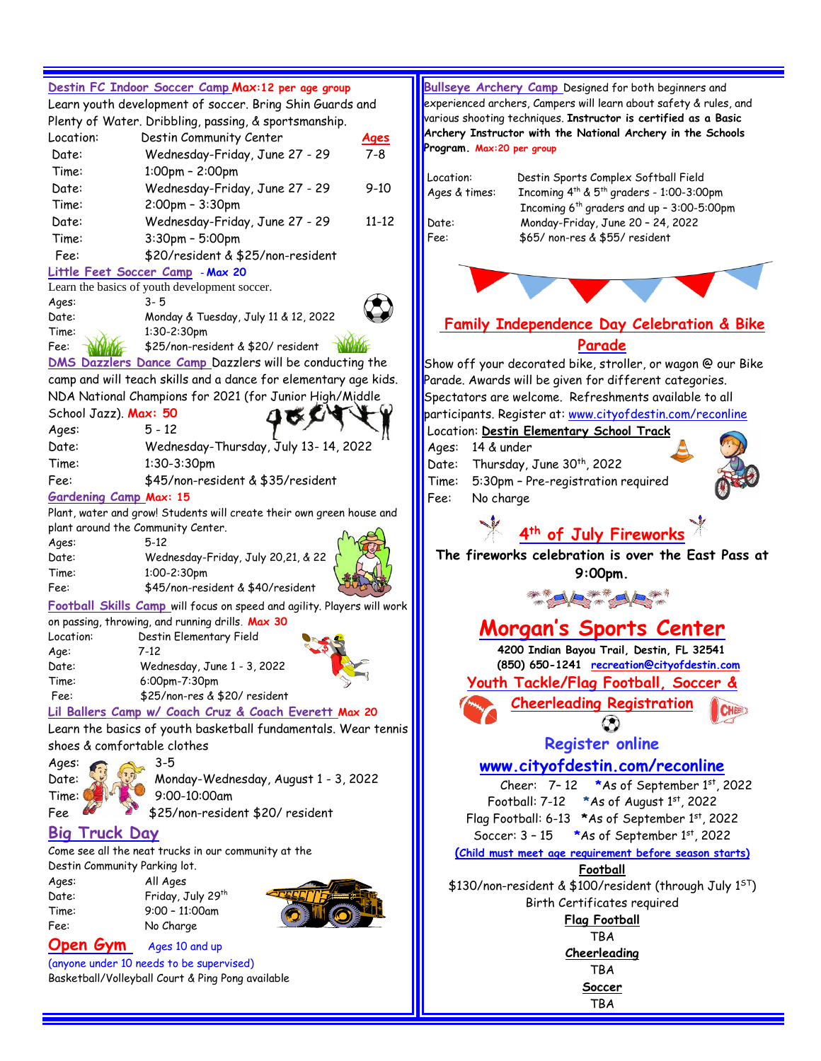## Destin FC Indoor Soccer Camp **Max:12 per age group**

Learn youth development of soccer. Bring Shin Guards and Plenty of Water. Dribbling, passing, & sportsmanship.

| Location: | Destin Community Center | Ages |
|---|---|---|
| Date: | Wednesday-Friday, June 27 - 29 | 7-8 |
| Time: | 1:00pm – 2:00pm | |
| Date: | Wednesday-Friday, June 27 - 29 | 9-10 |
| Time: | 2:00pm – 3:30pm | |
| Date: | Wednesday-Friday, June 27 - 29 | 11-12 |
| Time: | 3:30pm – 5:00pm | |
| Fee: | $20/resident & $25/non-resident | |

## Little Feet Soccer Camp - **Max 20**

Learn the basics of youth development soccer.

Ages: 3- 5
Date: Monday & Tuesday, July 11 & 12, 2022
Time: 1:30-2:30pm
Fee: $25/non-resident & $20/ resident

## DMS Dazzlers Dance Camp

Dazzlers will be conducting the camp and will teach skills and a dance for elementary age kids. NDA National Champions for 2021 (for Junior High/Middle School Jazz). **Max: 50**

Ages: 5 - 12
Date: Wednesday-Thursday, July 13- 14, 2022
Time: 1:30-3:30pm
Fee: $45/non-resident & $35/resident

## Gardening Camp **Max: 15**

Plant, water and grow! Students will create their own green house and plant around the Community Center.

Ages: 5-12
Date: Wednesday-Friday, July 20,21, & 22
Time: 1:00-2:30pm
Fee: $45/non-resident & $40/resident

## Football Skills Camp

will focus on speed and agility. Players will work on passing, throwing, and running drills. **Max 30**

Location: Destin Elementary Field
Age: 7-12
Date: Wednesday, June 1 - 3, 2022
Time: 6:00pm-7:30pm
Fee: $25/non-res & $20/ resident

## Lil Ballers Camp w/ Coach Cruz & Coach Everett **Max 20**

Learn the basics of youth basketball fundamentals. Wear tennis shoes & comfortable clothes

Ages: 3-5
Date: Monday-Wednesday, August 1 - 3, 2022
Time: 9:00-10:00am
Fee $25/non-resident $20/ resident

## Big Truck Day

Come see all the neat trucks in our community at the Destin Community Parking lot.

Ages: All Ages
Date: Friday, July 29th
Time: 9:00 – 11:00am
Fee: No Charge

## Open Gym

Ages 10 and up

(anyone under 10 needs to be supervised)

Basketball/Volleyball Court & Ping Pong available

## Bullseye Archery Camp

Designed for both beginners and experienced archers, Campers will learn about safety & rules, and various shooting techniques. **Instructor is certified as a Basic Archery Instructor with the National Archery in the Schools Program.** **Max:20 per group**

Location: Destin Sports Complex Softball Field
Ages & times: Incoming 4th & 5th graders - 1:00-3:00pm
Incoming 6th graders and up – 3:00-5:00pm
Date: Monday-Friday, June 20 – 24, 2022
Fee: $65/ non-res & $55/ resident

## Family Independence Day Celebration & Bike Parade

Show off your decorated bike, stroller, or wagon @ our Bike Parade. Awards will be given for different categories. Spectators are welcome. Refreshments available to all participants. Register at: www.cityofdestin.com/reconline

Location: **Destin Elementary School Track**
Ages: 14 & under
Date: Thursday, June 30th, 2022
Time: 5:30pm – Pre-registration required
Fee: No charge

## 4th of July Fireworks

**The fireworks celebration is over the East Pass at 9:00pm.**

# Morgan's Sports Center

**4200 Indian Bayou Trail, Destin, FL 32541**
**(850) 650-1241** recreation@cityofdestin.com

## Youth Tackle/Flag Football, Soccer & Cheerleading Registration

### Register online

### www.cityofdestin.com/reconline

Cheer: 7– 12 *As of September 1st, 2022
Football: 7-12 *As of August 1st, 2022
Flag Football: 6-13 *As of September 1st, 2022
Soccer: 3 – 15 *As of September 1st, 2022

(Child must meet age requirement before season starts)

**Football**
$130/non-resident & $100/resident (through July 1ST)
Birth Certificates required

**Flag Football**
TBA

**Cheerleading**
TBA

**Soccer**
TBA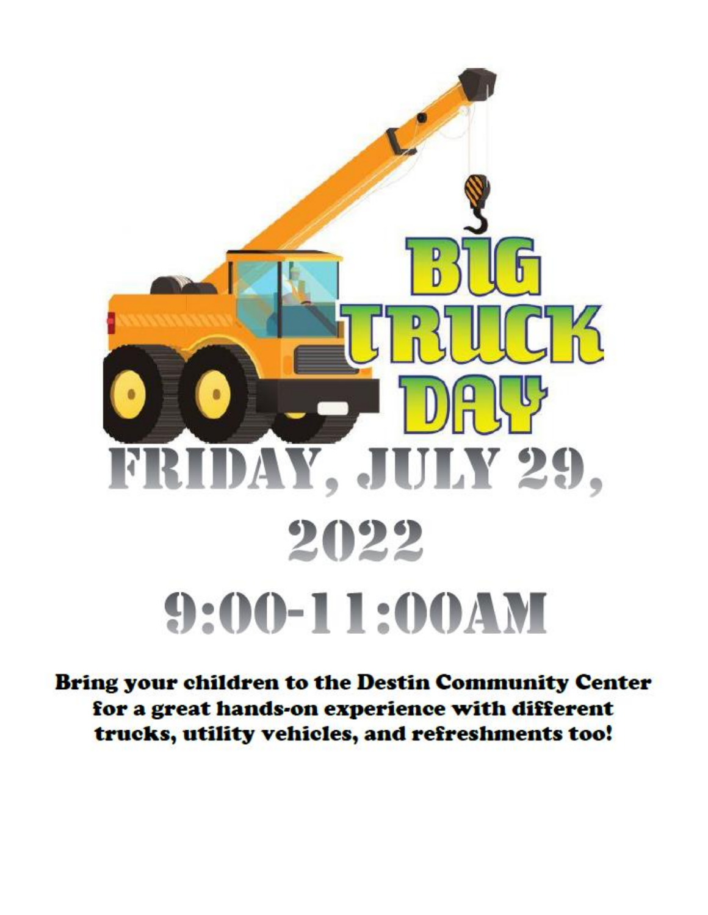# BIG TRUCK DAY

## FRIDAY, JULY 29, 2022

## 9:00-11:00AM

**Bring your children to the Destin Community Center for a great hands-on experience with different trucks, utility vehicles, and refreshments too!**